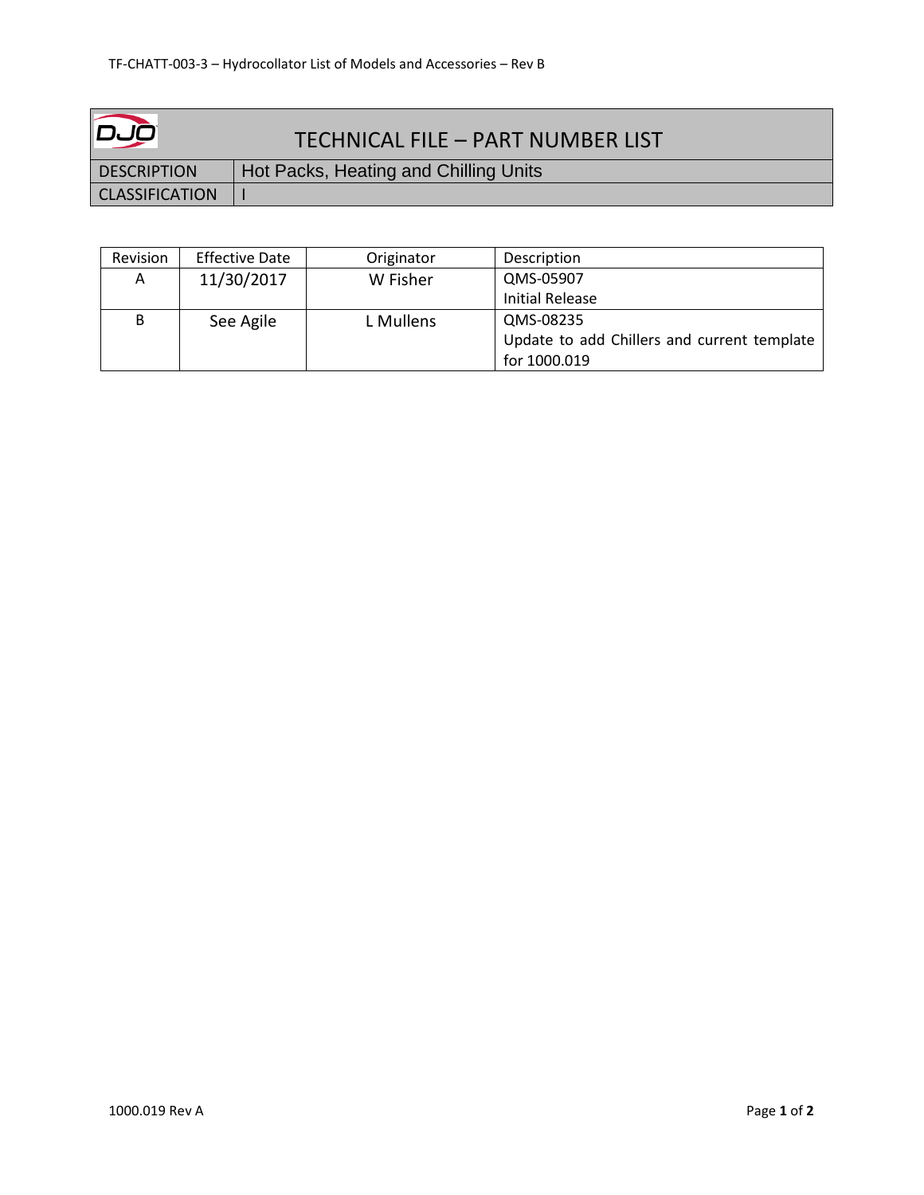TF-CHATT-003-3 – Hydrocollator List of Models and Accessories – Rev B

| DJO | TECHNICAL FILE – PART NUMBER LIST |
|---|---|
| DESCRIPTION | Hot Packs, Heating and Chilling Units |
| CLASSIFICATION | I |

| Revision | Effective Date | Originator | Description |
|---|---|---|---|
| A | 11/30/2017 | W Fisher | QMS-05907<br>Initial Release |
| B | See Agile | L Mullens | QMS-08235<br>Update to add Chillers and current template for 1000.019 |

1000.019 Rev A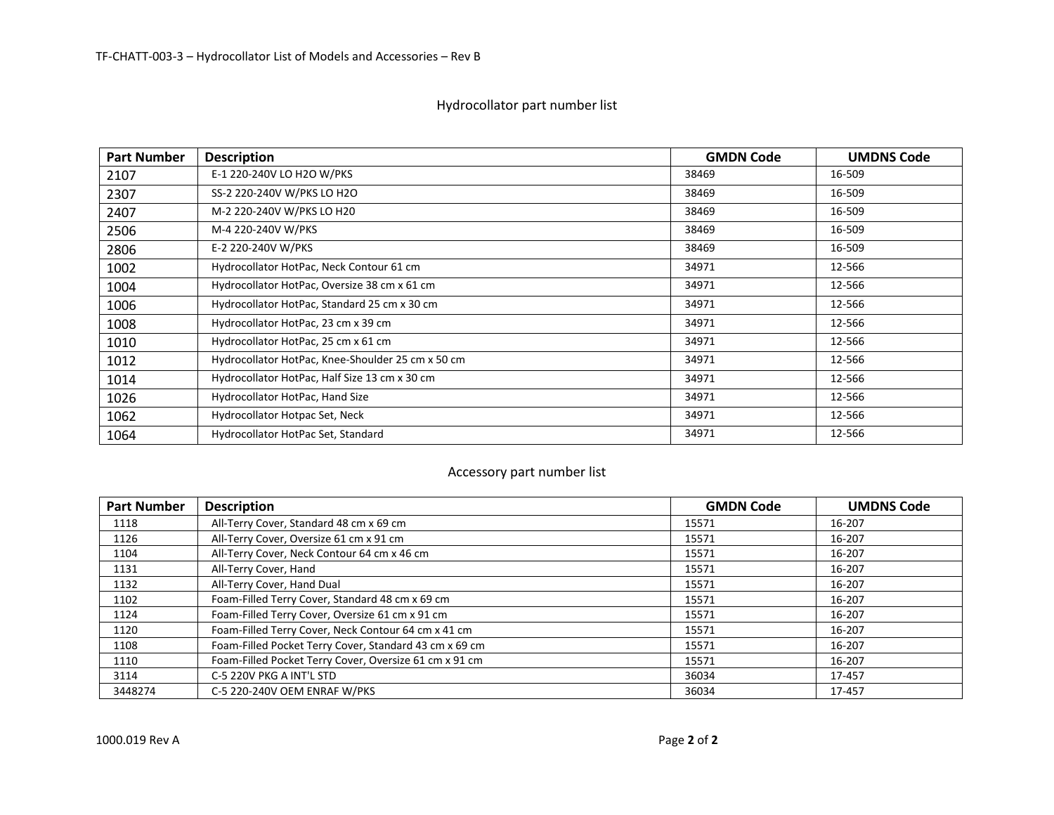## Hydrocollator part number list

| Part Number | Description | GMDN Code | UMDNS Code |
|---|---|---|---|
| 2107 | E-1 220-240V LO H2O W/PKS | 38469 | 16-509 |
| 2307 | SS-2 220-240V W/PKS LO H2O | 38469 | 16-509 |
| 2407 | M-2 220-240V W/PKS LO H20 | 38469 | 16-509 |
| 2506 | M-4 220-240V W/PKS | 38469 | 16-509 |
| 2806 | E-2 220-240V W/PKS | 38469 | 16-509 |
| 1002 | Hydrocollator HotPac, Neck Contour 61 cm | 34971 | 12-566 |
| 1004 | Hydrocollator HotPac, Oversize 38 cm x 61 cm | 34971 | 12-566 |
| 1006 | Hydrocollator HotPac, Standard 25 cm x 30 cm | 34971 | 12-566 |
| 1008 | Hydrocollator HotPac, 23 cm x 39 cm | 34971 | 12-566 |
| 1010 | Hydrocollator HotPac, 25 cm x 61 cm | 34971 | 12-566 |
| 1012 | Hydrocollator HotPac, Knee-Shoulder 25 cm x 50 cm | 34971 | 12-566 |
| 1014 | Hydrocollator HotPac, Half Size 13 cm x 30 cm | 34971 | 12-566 |
| 1026 | Hydrocollator HotPac, Hand Size | 34971 | 12-566 |
| 1062 | Hydrocollator Hotpac Set, Neck | 34971 | 12-566 |
| 1064 | Hydrocollator HotPac Set, Standard | 34971 | 12-566 |

## Accessory part number list

| Part Number | Description | GMDN Code | UMDNS Code |
|---|---|---|---|
| 1118 | All-Terry Cover, Standard 48 cm x 69 cm | 15571 | 16-207 |
| 1126 | All-Terry Cover, Oversize 61 cm x 91 cm | 15571 | 16-207 |
| 1104 | All-Terry Cover, Neck Contour 64 cm x 46 cm | 15571 | 16-207 |
| 1131 | All-Terry Cover, Hand | 15571 | 16-207 |
| 1132 | All-Terry Cover, Hand Dual | 15571 | 16-207 |
| 1102 | Foam-Filled Terry Cover, Standard 48 cm x 69 cm | 15571 | 16-207 |
| 1124 | Foam-Filled Terry Cover, Oversize 61 cm x 91 cm | 15571 | 16-207 |
| 1120 | Foam-Filled Terry Cover, Neck Contour 64 cm x 41 cm | 15571 | 16-207 |
| 1108 | Foam-Filled Pocket Terry Cover, Standard 43 cm x 69 cm | 15571 | 16-207 |
| 1110 | Foam-Filled Pocket Terry Cover, Oversize 61 cm x 91 cm | 15571 | 16-207 |
| 3114 | C-5 220V PKG A INT'L STD | 36034 | 17-457 |
| 3448274 | C-5 220-240V OEM ENRAF W/PKS | 36034 | 17-457 |